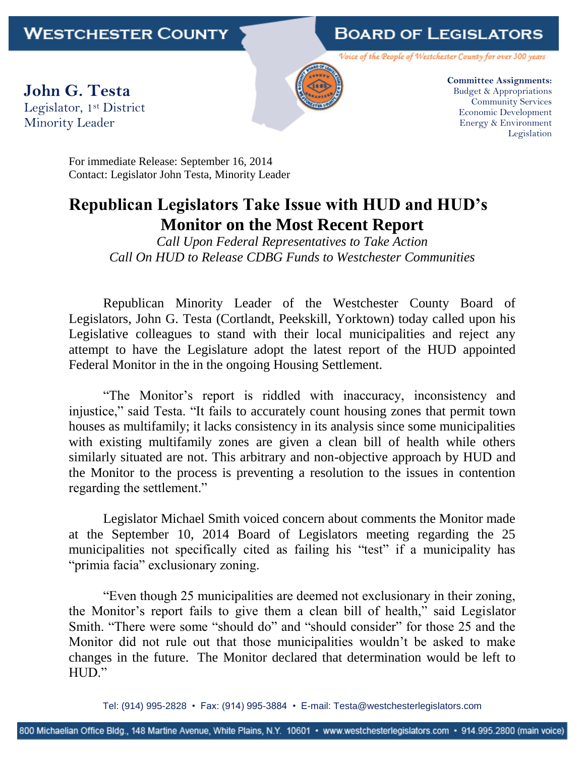**WESTCHESTER COUNTY** | **BOARD OF LEGISLATORS**

*Voice of the People of Westchester County for over 300 years*

**John G. Testa**
Legislator, 1st District
Minority Leader

**Committee Assignments:**
Budget & Appropriations
Community Services
Economic Development
Energy & Environment
Legislation

For immediate Release: September 16, 2014
Contact: Legislator John Testa, Minority Leader

# Republican Legislators Take Issue with HUD and HUD's Monitor on the Most Recent Report

*Call Upon Federal Representatives to Take Action*
*Call On HUD to Release CDBG Funds to Westchester Communities*

Republican Minority Leader of the Westchester County Board of Legislators, John G. Testa (Cortlandt, Peekskill, Yorktown) today called upon his Legislative colleagues to stand with their local municipalities and reject any attempt to have the Legislature adopt the latest report of the HUD appointed Federal Monitor in the in the ongoing Housing Settlement.

"The Monitor's report is riddled with inaccuracy, inconsistency and injustice," said Testa. "It fails to accurately count housing zones that permit town houses as multifamily; it lacks consistency in its analysis since some municipalities with existing multifamily zones are given a clean bill of health while others similarly situated are not. This arbitrary and non-objective approach by HUD and the Monitor to the process is preventing a resolution to the issues in contention regarding the settlement."

Legislator Michael Smith voiced concern about comments the Monitor made at the September 10, 2014 Board of Legislators meeting regarding the 25 municipalities not specifically cited as failing his "test" if a municipality has "primia facia" exclusionary zoning.

"Even though 25 municipalities are deemed not exclusionary in their zoning, the Monitor's report fails to give them a clean bill of health," said Legislator Smith. "There were some "should do" and "should consider" for those 25 and the Monitor did not rule out that those municipalities wouldn't be asked to make changes in the future. The Monitor declared that determination would be left to HUD."

Tel: (914) 995-2828 • Fax: (914) 995-3884 • E-mail: Testa@westchesterlegislators.com

800 Michaelian Office Bldg., 148 Martine Avenue, White Plains, N.Y. 10601 • www.westchesterlegislators.com • 914.995.2800 (main voice)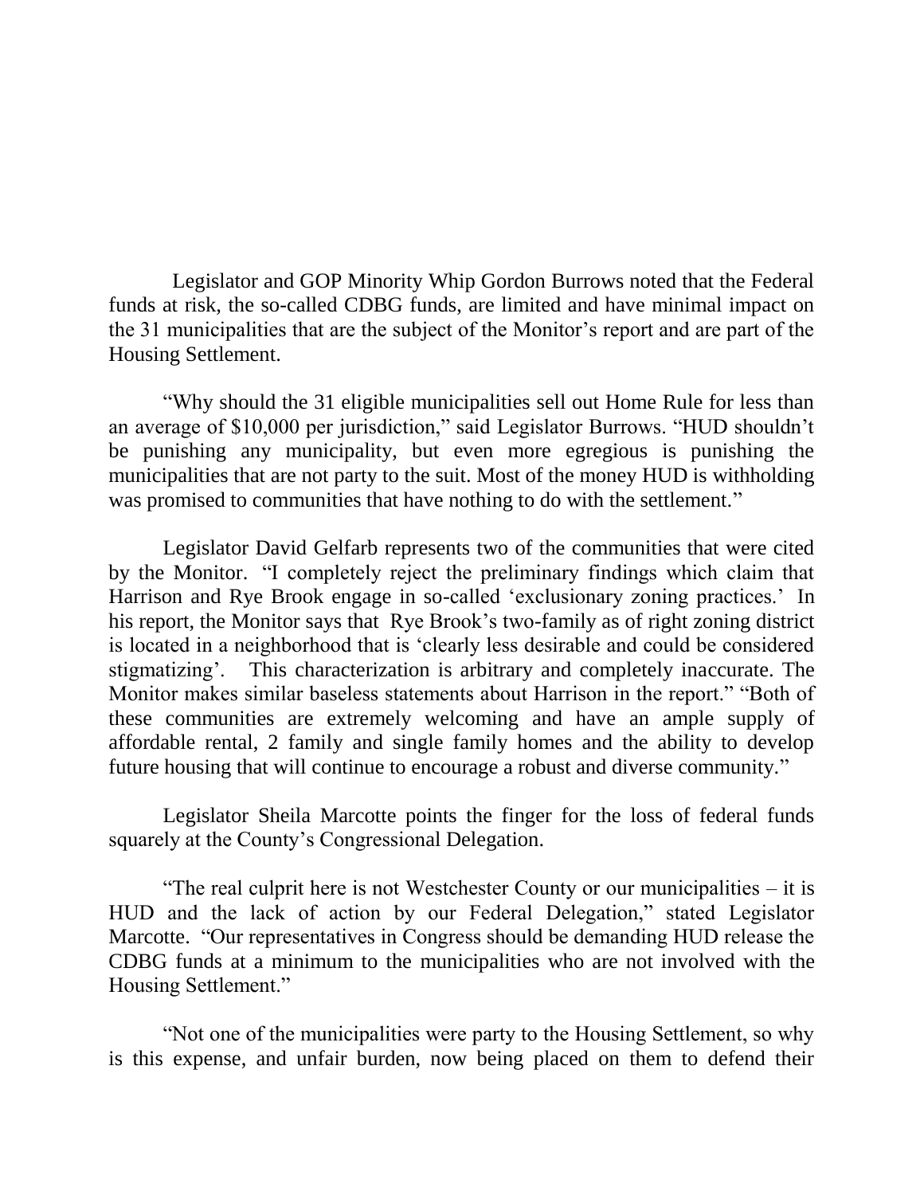Legislator and GOP Minority Whip Gordon Burrows noted that the Federal funds at risk, the so-called CDBG funds, are limited and have minimal impact on the 31 municipalities that are the subject of the Monitor's report and are part of the Housing Settlement.

"Why should the 31 eligible municipalities sell out Home Rule for less than an average of $10,000 per jurisdiction," said Legislator Burrows. "HUD shouldn't be punishing any municipality, but even more egregious is punishing the municipalities that are not party to the suit. Most of the money HUD is withholding was promised to communities that have nothing to do with the settlement."

Legislator David Gelfarb represents two of the communities that were cited by the Monitor. "I completely reject the preliminary findings which claim that Harrison and Rye Brook engage in so-called 'exclusionary zoning practices.' In his report, the Monitor says that Rye Brook's two-family as of right zoning district is located in a neighborhood that is 'clearly less desirable and could be considered stigmatizing'. This characterization is arbitrary and completely inaccurate. The Monitor makes similar baseless statements about Harrison in the report." "Both of these communities are extremely welcoming and have an ample supply of affordable rental, 2 family and single family homes and the ability to develop future housing that will continue to encourage a robust and diverse community."

Legislator Sheila Marcotte points the finger for the loss of federal funds squarely at the County's Congressional Delegation.

"The real culprit here is not Westchester County or our municipalities – it is HUD and the lack of action by our Federal Delegation," stated Legislator Marcotte. "Our representatives in Congress should be demanding HUD release the CDBG funds at a minimum to the municipalities who are not involved with the Housing Settlement."

"Not one of the municipalities were party to the Housing Settlement, so why is this expense, and unfair burden, now being placed on them to defend their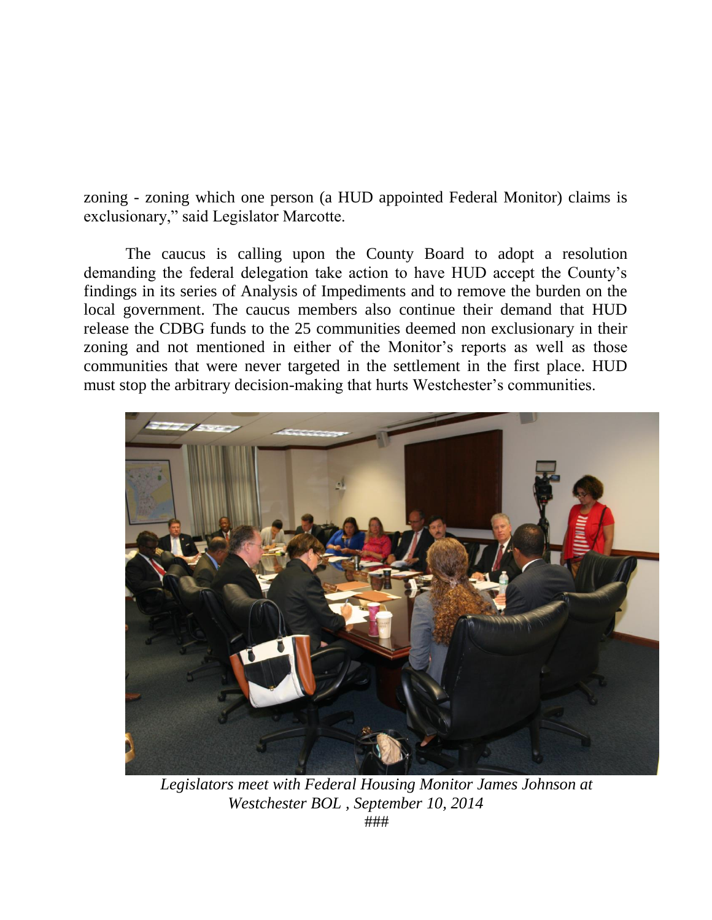zoning - zoning which one person (a HUD appointed Federal Monitor) claims is exclusionary," said Legislator Marcotte.

The caucus is calling upon the County Board to adopt a resolution demanding the federal delegation take action to have HUD accept the County's findings in its series of Analysis of Impediments and to remove the burden on the local government. The caucus members also continue their demand that HUD release the CDBG funds to the 25 communities deemed non exclusionary in their zoning and not mentioned in either of the Monitor's reports as well as those communities that were never targeted in the settlement in the first place. HUD must stop the arbitrary decision-making that hurts Westchester's communities.

*Legislators meet with Federal Housing Monitor James Johnson at Westchester BOL , September 10, 2014*

###